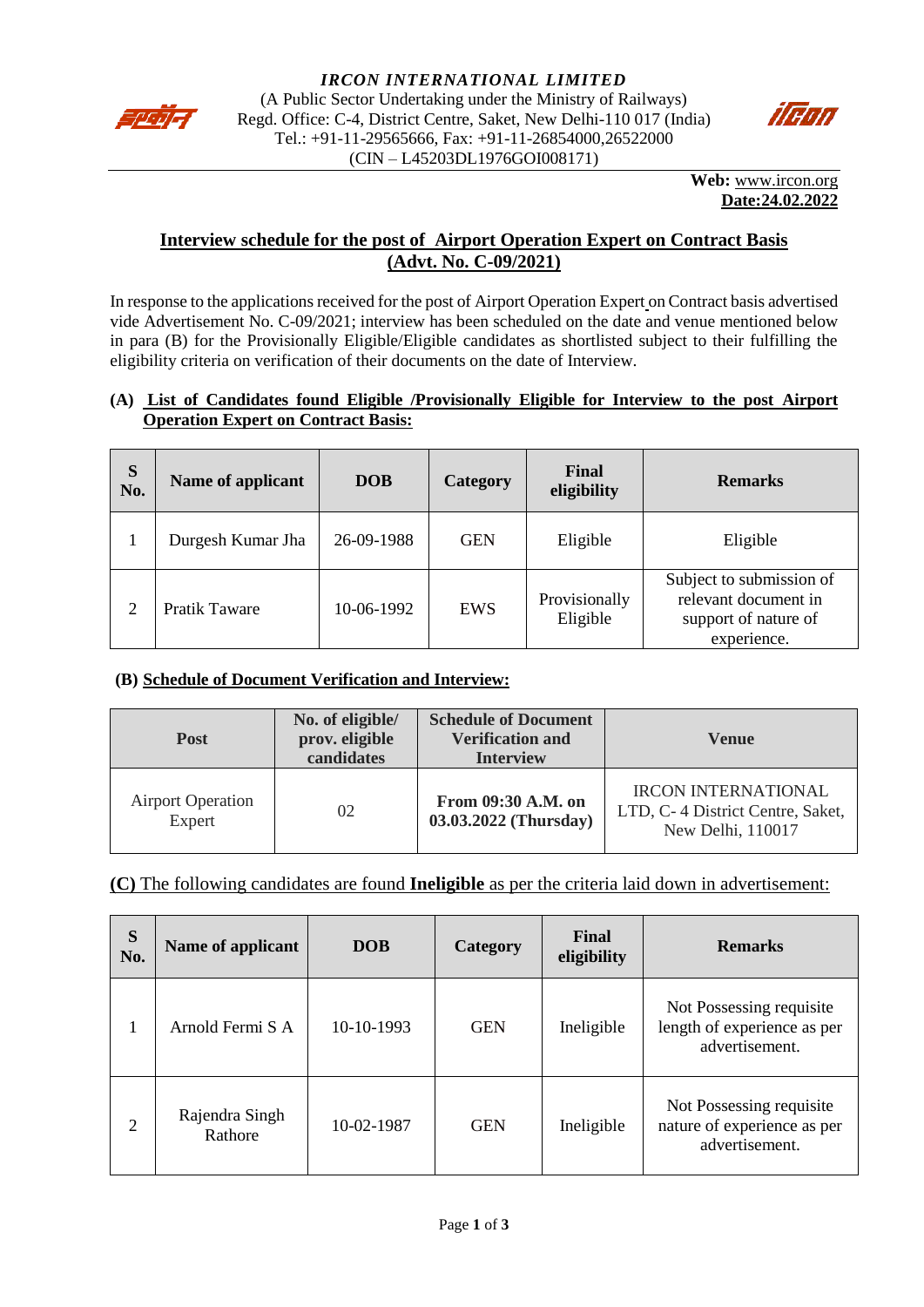***IRCON INTERNATIONAL LIMITED***

(A Public Sector Undertaking under the Ministry of Railways)
Regd. Office: C-4, District Centre, Saket, New Delhi-110 017 (India)
Tel.: +91-11-29565666, Fax: +91-11-26854000,26522000
(CIN – L45203DL1976GOI008171)

**Web:** www.ircon.org
**Date:24.02.2022**

## Interview schedule for the post of Airport Operation Expert on Contract Basis (Advt. No. C-09/2021)

In response to the applications received for the post of Airport Operation Expert on Contract basis advertised vide Advertisement No. C-09/2021; interview has been scheduled on the date and venue mentioned below in para (B) for the Provisionally Eligible/Eligible candidates as shortlisted subject to their fulfilling the eligibility criteria on verification of their documents on the date of Interview.

**(A) List of Candidates found Eligible /Provisionally Eligible for Interview to the post Airport Operation Expert on Contract Basis:**

| S No. | Name of applicant | DOB | Category | Final eligibility | Remarks |
|---|---|---|---|---|---|
| 1 | Durgesh Kumar Jha | 26-09-1988 | GEN | Eligible | Eligible |
| 2 | Pratik Taware | 10-06-1992 | EWS | Provisionally Eligible | Subject to submission of relevant document in support of nature of experience. |

**(B) Schedule of Document Verification and Interview:**

| Post | No. of eligible/ prov. eligible candidates | Schedule of Document Verification and Interview | Venue |
|---|---|---|---|
| Airport Operation Expert | 02 | **From 09:30 A.M. on 03.03.2022 (Thursday)** | IRCON INTERNATIONAL LTD, C- 4 District Centre, Saket, New Delhi, 110017 |

**(C)** The following candidates are found **Ineligible** as per the criteria laid down in advertisement:

| S No. | Name of applicant | DOB | Category | Final eligibility | Remarks |
|---|---|---|---|---|---|
| 1 | Arnold Fermi S A | 10-10-1993 | GEN | Ineligible | Not Possessing requisite length of experience as per advertisement. |
| 2 | Rajendra Singh Rathore | 10-02-1987 | GEN | Ineligible | Not Possessing requisite nature of experience as per advertisement. |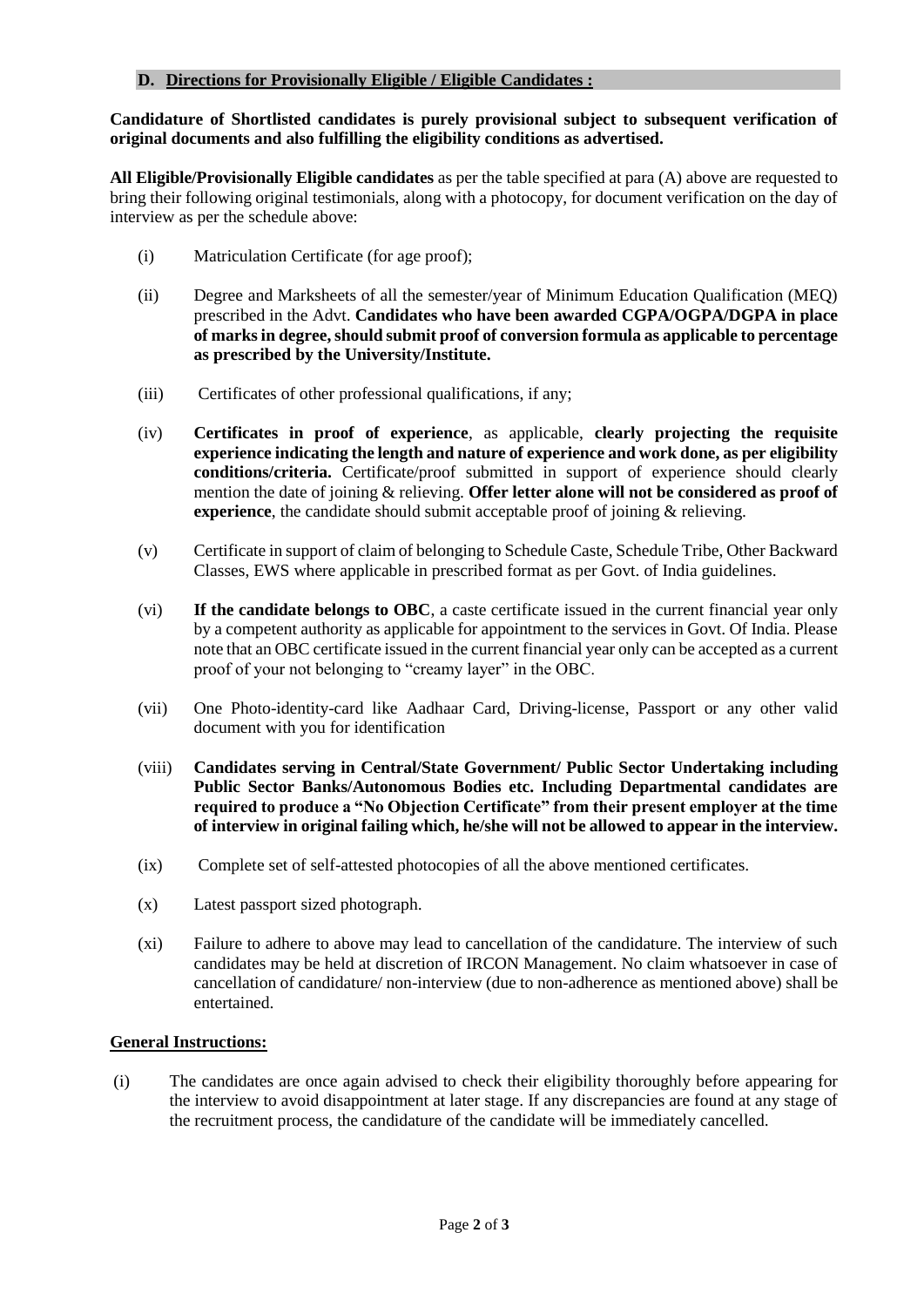## D. Directions for Provisionally Eligible / Eligible Candidates :

**Candidature of Shortlisted candidates is purely provisional subject to subsequent verification of original documents and also fulfilling the eligibility conditions as advertised.**

**All Eligible/Provisionally Eligible candidates** as per the table specified at para (A) above are requested to bring their following original testimonials, along with a photocopy, for document verification on the day of interview as per the schedule above:

(i) Matriculation Certificate (for age proof);

(ii) Degree and Marksheets of all the semester/year of Minimum Education Qualification (MEQ) prescribed in the Advt. **Candidates who have been awarded CGPA/OGPA/DGPA in place of marks in degree, should submit proof of conversion formula as applicable to percentage as prescribed by the University/Institute.**

(iii) Certificates of other professional qualifications, if any;

(iv) **Certificates in proof of experience**, as applicable, **clearly projecting the requisite experience indicating the length and nature of experience and work done, as per eligibility conditions/criteria.** Certificate/proof submitted in support of experience should clearly mention the date of joining & relieving. **Offer letter alone will not be considered as proof of experience**, the candidate should submit acceptable proof of joining & relieving.

(v) Certificate in support of claim of belonging to Schedule Caste, Schedule Tribe, Other Backward Classes, EWS where applicable in prescribed format as per Govt. of India guidelines.

(vi) **If the candidate belongs to OBC**, a caste certificate issued in the current financial year only by a competent authority as applicable for appointment to the services in Govt. Of India. Please note that an OBC certificate issued in the current financial year only can be accepted as a current proof of your not belonging to "creamy layer" in the OBC.

(vii) One Photo-identity-card like Aadhaar Card, Driving-license, Passport or any other valid document with you for identification

(viii) **Candidates serving in Central/State Government/ Public Sector Undertaking including Public Sector Banks/Autonomous Bodies etc. Including Departmental candidates are required to produce a "No Objection Certificate" from their present employer at the time of interview in original failing which, he/she will not be allowed to appear in the interview.**

(ix) Complete set of self-attested photocopies of all the above mentioned certificates.

(x) Latest passport sized photograph.

(xi) Failure to adhere to above may lead to cancellation of the candidature. The interview of such candidates may be held at discretion of IRCON Management. No claim whatsoever in case of cancellation of candidature/ non-interview (due to non-adherence as mentioned above) shall be entertained.

**General Instructions:**

(i) The candidates are once again advised to check their eligibility thoroughly before appearing for the interview to avoid disappointment at later stage. If any discrepancies are found at any stage of the recruitment process, the candidature of the candidate will be immediately cancelled.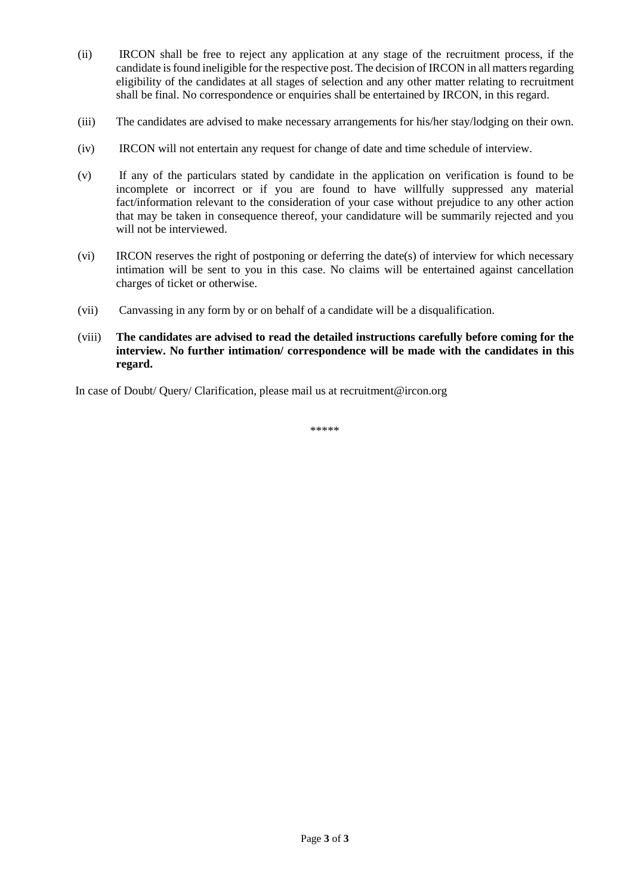(ii) IRCON shall be free to reject any application at any stage of the recruitment process, if the candidate is found ineligible for the respective post. The decision of IRCON in all matters regarding eligibility of the candidates at all stages of selection and any other matter relating to recruitment shall be final. No correspondence or enquiries shall be entertained by IRCON, in this regard.

(iii) The candidates are advised to make necessary arrangements for his/her stay/lodging on their own.

(iv) IRCON will not entertain any request for change of date and time schedule of interview.

(v) If any of the particulars stated by candidate in the application on verification is found to be incomplete or incorrect or if you are found to have willfully suppressed any material fact/information relevant to the consideration of your case without prejudice to any other action that may be taken in consequence thereof, your candidature will be summarily rejected and you will not be interviewed.

(vi) IRCON reserves the right of postponing or deferring the date(s) of interview for which necessary intimation will be sent to you in this case. No claims will be entertained against cancellation charges of ticket or otherwise.

(vii) Canvassing in any form by or on behalf of a candidate will be a disqualification.

(viii) **The candidates are advised to read the detailed instructions carefully before coming for the interview. No further intimation/ correspondence will be made with the candidates in this regard.**

In case of Doubt/ Query/ Clarification, please mail us at recruitment@ircon.org

*****